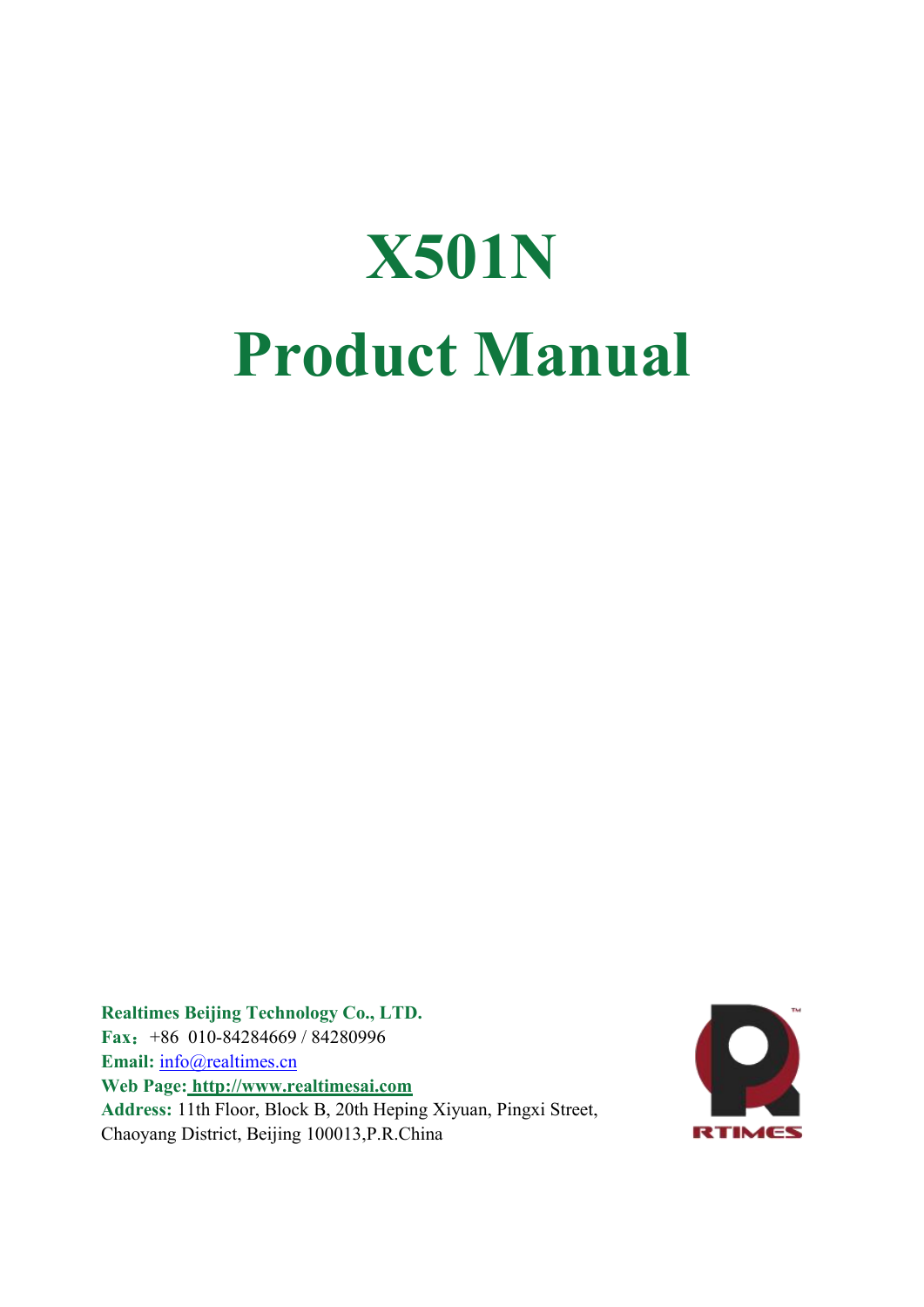# X501N

# Product Manual

**Realtimes Beijing Technology Co., LTD.**
**Fax：**+86 010-84284669 / 84280996
**Email:** info@realtimes.cn
**Web Page:** **http://www.realtimesai.com**
**Address:** 11th Floor, Block B, 20th Heping Xiyuan, Pingxi Street, Chaoyang District, Beijing 100013,P.R.China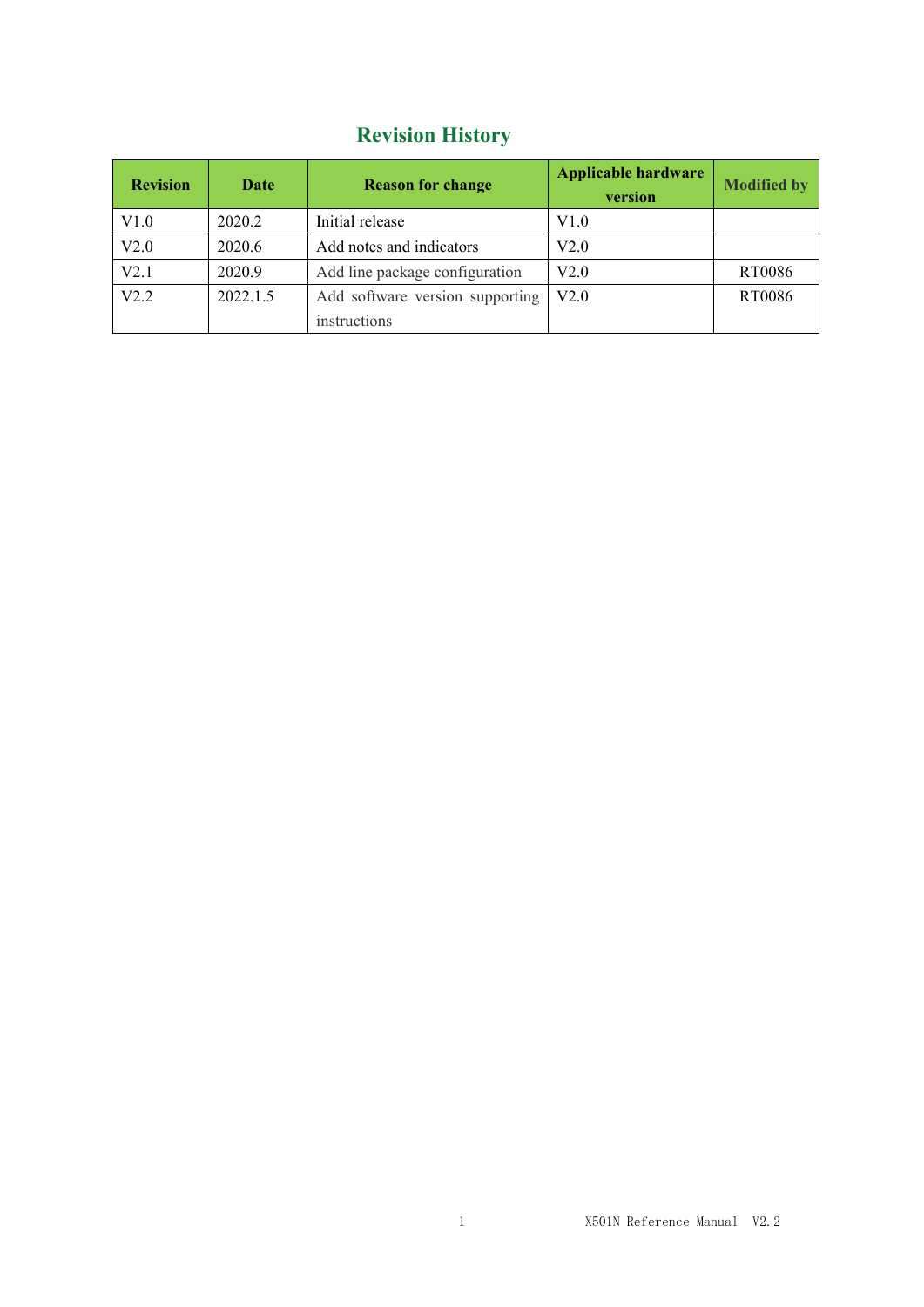## Revision History

| Revision | Date | Reason for change | Applicable hardware version | Modified by |
|---|---|---|---|---|
| V1.0 | 2020.2 | Initial release | V1.0 | |
| V2.0 | 2020.6 | Add notes and indicators | V2.0 | |
| V2.1 | 2020.9 | Add line package configuration | V2.0 | RT0086 |
| V2.2 | 2022.1.5 | Add software version supporting instructions | V2.0 | RT0086 |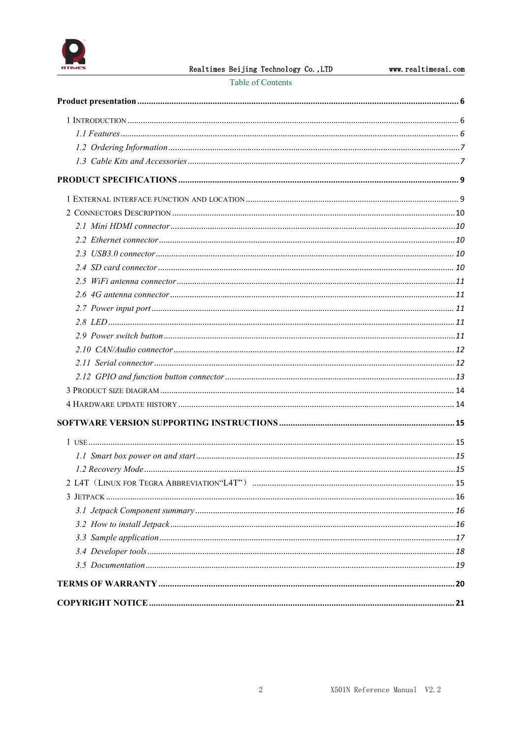## Table of Contents

**Product presentation** ........ **6**

1 INTRODUCTION ........ 6

*1.1 Features* ........ *6*

*1.2 Ordering Information* ........ *7*

*1.3 Cable Kits and Accessories* ........ *7*

**PRODUCT SPECIFICATIONS** ........ **9**

1 EXTERNAL INTERFACE FUNCTION AND LOCATION ........ 9

2 CONNECTORS DESCRIPTION ........ 10

*2.1 Mini HDMI connector* ........ *10*

*2.2 Ethernet connector* ........ *10*

*2.3 USB3.0 connector* ........ *10*

*2.4 SD card connector* ........ *10*

*2.5 WiFi antenna connector* ........ *11*

*2.6 4G antenna connector* ........ *11*

*2.7 Power input port* ........ *11*

*2.8 LED* ........ *11*

*2.9 Power switch button* ........ *11*

*2.10 CAN/Audio connector* ........ *12*

*2.11 Serial connector* ........ *12*

*2.12 GPIO and function button connector* ........ *13*

3 PRODUCT SIZE DIAGRAM ........ 14

4 HARDWARE UPDATE HISTORY ........ 14

**SOFTWARE VERSION SUPPORTING INSTRUCTIONS** ........ **15**

1 USE ........ 15

*1.1 Smart box power on and start* ........ *15*

*1.2 Recovery Mode* ........ *15*

2 L4T（LINUX FOR TEGRA ABBREVIATION“L4T”） ........ 15

3 JETPACK ........ 16

*3.1 Jetpack Component summary* ........ *16*

*3.2 How to install Jetpack* ........ *16*

*3.3 Sample application* ........ *17*

*3.4 Developer tools* ........ *18*

*3.5 Documentation* ........ *19*

**TERMS OF WARRANTY** ........ **20**

**COPYRIGHT NOTICE** ........ **21**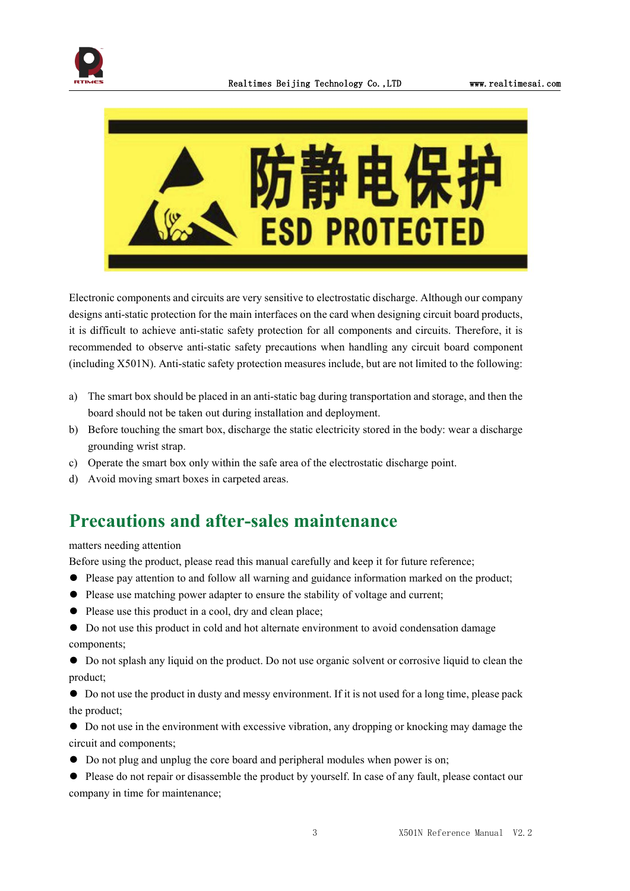防静电保护
ESD PROTECTED

Electronic components and circuits are very sensitive to electrostatic discharge. Although our company designs anti-static protection for the main interfaces on the card when designing circuit board products, it is difficult to achieve anti-static safety protection for all components and circuits. Therefore, it is recommended to observe anti-static safety precautions when handling any circuit board component (including X501N). Anti-static safety protection measures include, but are not limited to the following:

a) The smart box should be placed in an anti-static bag during transportation and storage, and then the board should not be taken out during installation and deployment.
b) Before touching the smart box, discharge the static electricity stored in the body: wear a discharge grounding wrist strap.
c) Operate the smart box only within the safe area of the electrostatic discharge point.
d) Avoid moving smart boxes in carpeted areas.

## Precautions and after-sales maintenance

matters needing attention

Before using the product, please read this manual carefully and keep it for future reference;

- Please pay attention to and follow all warning and guidance information marked on the product;
- Please use matching power adapter to ensure the stability of voltage and current;
- Please use this product in a cool, dry and clean place;
- Do not use this product in cold and hot alternate environment to avoid condensation damage components;
- Do not splash any liquid on the product. Do not use organic solvent or corrosive liquid to clean the product;
- Do not use the product in dusty and messy environment. If it is not used for a long time, please pack the product;
- Do not use in the environment with excessive vibration, any dropping or knocking may damage the circuit and components;
- Do not plug and unplug the core board and peripheral modules when power is on;
- Please do not repair or disassemble the product by yourself. In case of any fault, please contact our company in time for maintenance;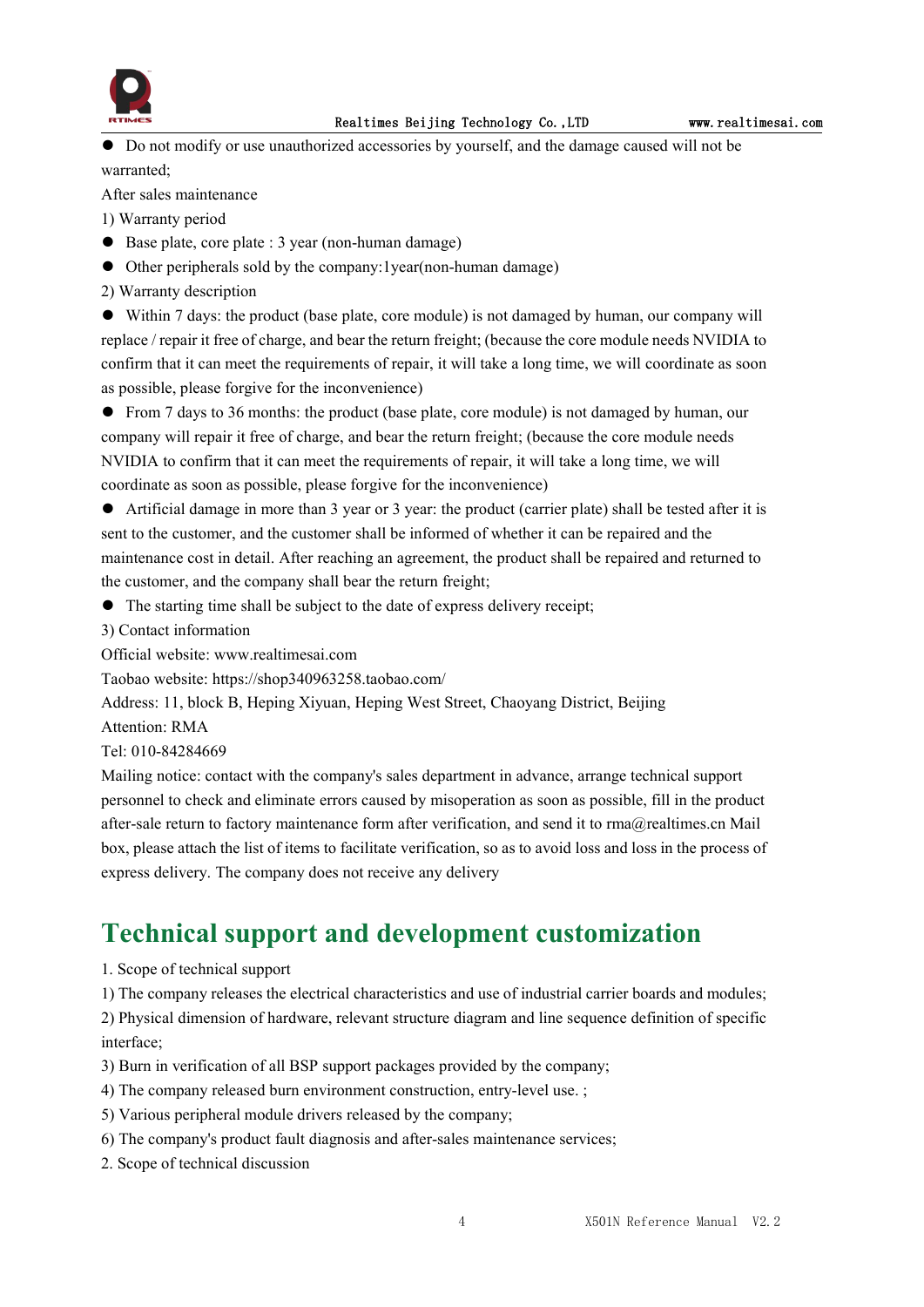- Do not modify or use unauthorized accessories by yourself, and the damage caused will not be warranted;

After sales maintenance

1) Warranty period

- Base plate, core plate : 3 year (non-human damage)
- Other peripherals sold by the company:1year(non-human damage)

2) Warranty description

- Within 7 days: the product (base plate, core module) is not damaged by human, our company will replace / repair it free of charge, and bear the return freight; (because the core module needs NVIDIA to confirm that it can meet the requirements of repair, it will take a long time, we will coordinate as soon as possible, please forgive for the inconvenience)
- From 7 days to 36 months: the product (base plate, core module) is not damaged by human, our company will repair it free of charge, and bear the return freight; (because the core module needs NVIDIA to confirm that it can meet the requirements of repair, it will take a long time, we will coordinate as soon as possible, please forgive for the inconvenience)
- Artificial damage in more than 3 year or 3 year: the product (carrier plate) shall be tested after it is sent to the customer, and the customer shall be informed of whether it can be repaired and the maintenance cost in detail. After reaching an agreement, the product shall be repaired and returned to the customer, and the company shall bear the return freight;
- The starting time shall be subject to the date of express delivery receipt;

3) Contact information

Official website: www.realtimesai.com

Taobao website: https://shop340963258.taobao.com/

Address: 11, block B, Heping Xiyuan, Heping West Street, Chaoyang District, Beijing

Attention: RMA

Tel: 010-84284669

Mailing notice: contact with the company's sales department in advance, arrange technical support personnel to check and eliminate errors caused by misoperation as soon as possible, fill in the product after-sale return to factory maintenance form after verification, and send it to rma@realtimes.cn Mail box, please attach the list of items to facilitate verification, so as to avoid loss and loss in the process of express delivery. The company does not receive any delivery

# Technical support and development customization

1. Scope of technical support

1) The company releases the electrical characteristics and use of industrial carrier boards and modules;

2) Physical dimension of hardware, relevant structure diagram and line sequence definition of specific interface;

3) Burn in verification of all BSP support packages provided by the company;

4) The company released burn environment construction, entry-level use. ;

5) Various peripheral module drivers released by the company;

6) The company's product fault diagnosis and after-sales maintenance services;

2. Scope of technical discussion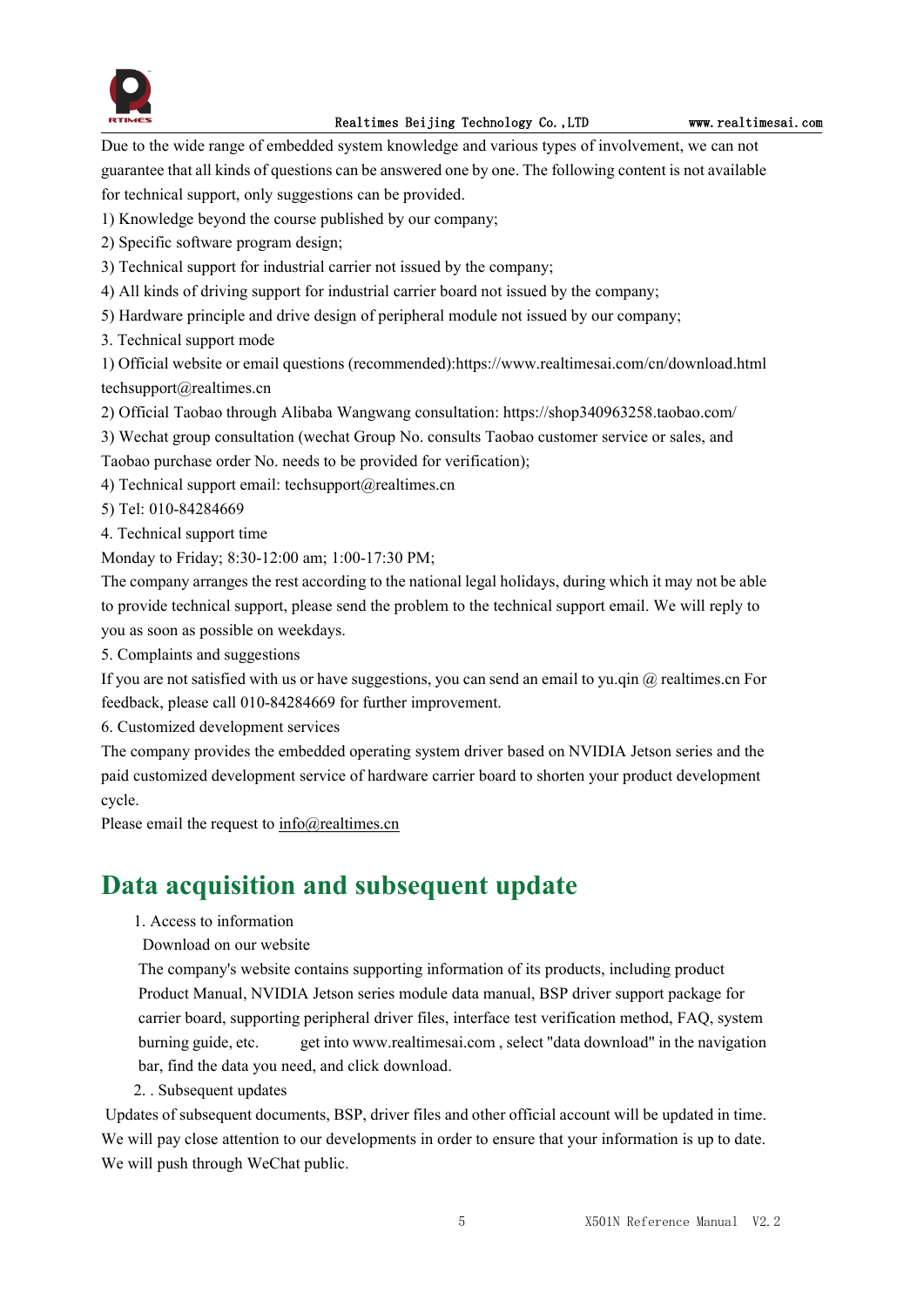Due to the wide range of embedded system knowledge and various types of involvement, we can not guarantee that all kinds of questions can be answered one by one. The following content is not available for technical support, only suggestions can be provided.

1) Knowledge beyond the course published by our company;
2) Specific software program design;
3) Technical support for industrial carrier not issued by the company;
4) All kinds of driving support for industrial carrier board not issued by the company;
5) Hardware principle and drive design of peripheral module not issued by our company;

3. Technical support mode

1) Official website or email questions (recommended):https://www.realtimesai.com/cn/download.html techsupport@realtimes.cn
2) Official Taobao through Alibaba Wangwang consultation: https://shop340963258.taobao.com/
3) Wechat group consultation (wechat Group No. consults Taobao customer service or sales, and Taobao purchase order No. needs to be provided for verification);
4) Technical support email: techsupport@realtimes.cn
5) Tel: 010-84284669

4. Technical support time

Monday to Friday; 8:30-12:00 am; 1:00-17:30 PM;

The company arranges the rest according to the national legal holidays, during which it may not be able to provide technical support, please send the problem to the technical support email. We will reply to you as soon as possible on weekdays.

5. Complaints and suggestions

If you are not satisfied with us or have suggestions, you can send an email to yu.qin @ realtimes.cn For feedback, please call 010-84284669 for further improvement.

6. Customized development services

The company provides the embedded operating system driver based on NVIDIA Jetson series and the paid customized development service of hardware carrier board to shorten your product development cycle.

Please email the request to info@realtimes.cn

# Data acquisition and subsequent update

1. Access to information

Download on our website

The company's website contains supporting information of its products, including product Product Manual, NVIDIA Jetson series module data manual, BSP driver support package for carrier board, supporting peripheral driver files, interface test verification method, FAQ, system burning guide, etc. get into www.realtimesai.com , select "data download" in the navigation bar, find the data you need, and click download.

2. . Subsequent updates

Updates of subsequent documents, BSP, driver files and other official account will be updated in time. We will pay close attention to our developments in order to ensure that your information is up to date. We will push through WeChat public.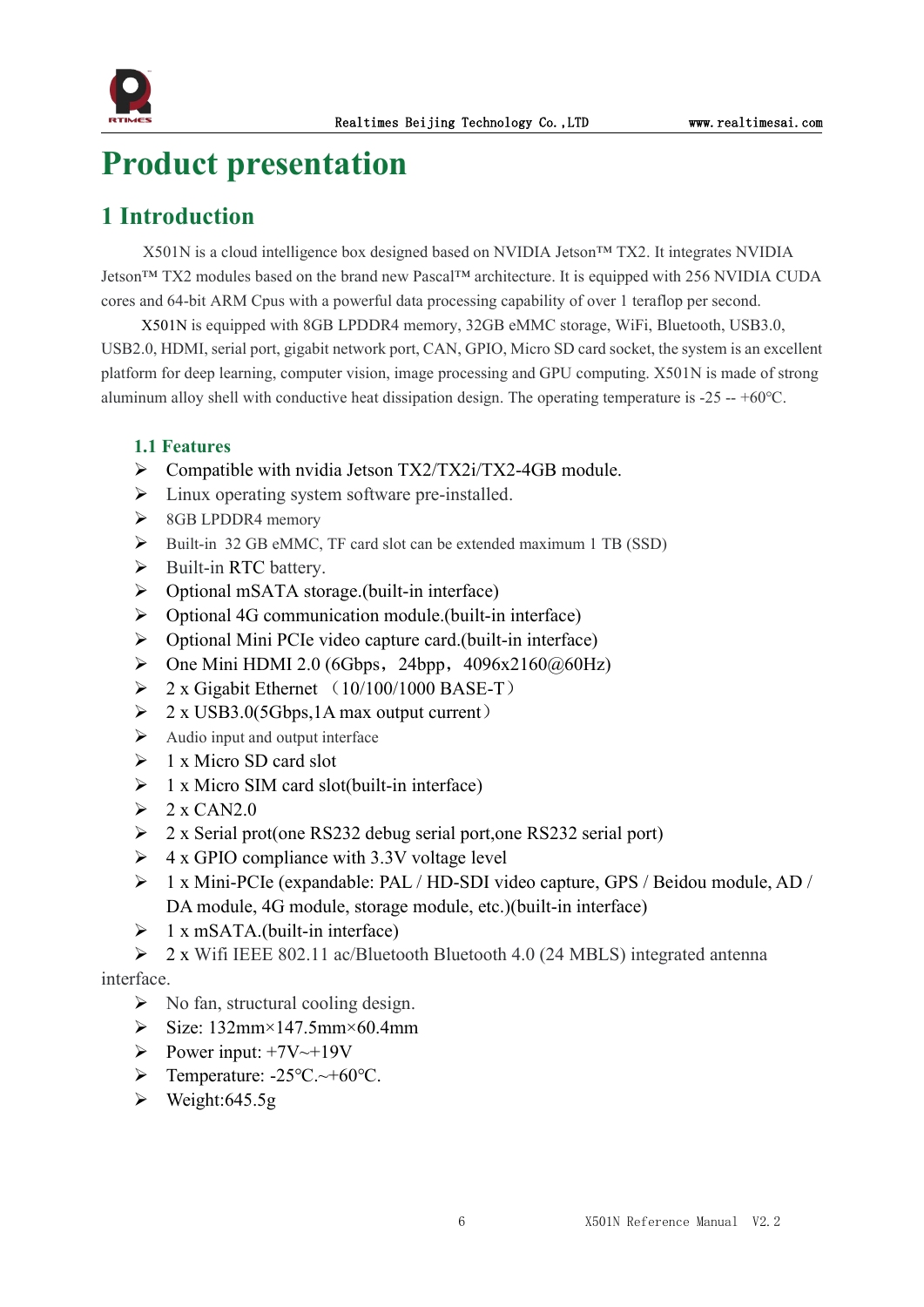# Product presentation

## 1 Introduction

X501N is a cloud intelligence box designed based on NVIDIA Jetson™ TX2. It integrates NVIDIA Jetson™ TX2 modules based on the brand new Pascal™ architecture. It is equipped with 256 NVIDIA CUDA cores and 64-bit ARM Cpus with a powerful data processing capability of over 1 teraflop per second.

X501N is equipped with 8GB LPDDR4 memory, 32GB eMMC storage, WiFi, Bluetooth, USB3.0, USB2.0, HDMI, serial port, gigabit network port, CAN, GPIO, Micro SD card socket, the system is an excellent platform for deep learning, computer vision, image processing and GPU computing. X501N is made of strong aluminum alloy shell with conductive heat dissipation design. The operating temperature is -25 -- +60℃.

### 1.1 Features

- Compatible with nvidia Jetson TX2/TX2i/TX2-4GB module.
- Linux operating system software pre-installed.
- 8GB LPDDR4 memory
- Built-in 32 GB eMMC, TF card slot can be extended maximum 1 TB (SSD)
- Built-in RTC battery.
- Optional mSATA storage.(built-in interface)
- Optional 4G communication module.(built-in interface)
- Optional Mini PCIe video capture card.(built-in interface)
- One Mini HDMI 2.0 (6Gbps，24bpp，4096x2160@60Hz)
- 2 x Gigabit Ethernet （10/100/1000 BASE-T）
- 2 x USB3.0(5Gbps,1A max output current）
- Audio input and output interface
- 1 x Micro SD card slot
- 1 x Micro SIM card slot(built-in interface)
- 2 x CAN2.0
- 2 x Serial prot(one RS232 debug serial port,one RS232 serial port)
- 4 x GPIO compliance with 3.3V voltage level
- 1 x Mini-PCIe (expandable: PAL / HD-SDI video capture, GPS / Beidou module, AD / DA module, 4G module, storage module, etc.)(built-in interface)
- 1 x mSATA.(built-in interface)
- 2 x Wifi IEEE 802.11 ac/Bluetooth Bluetooth 4.0 (24 MBLS) integrated antenna interface.
- No fan, structural cooling design.
- Size: 132mm×147.5mm×60.4mm
- Power input: +7V~+19V
- Temperature: -25℃.~+60℃.
- Weight:645.5g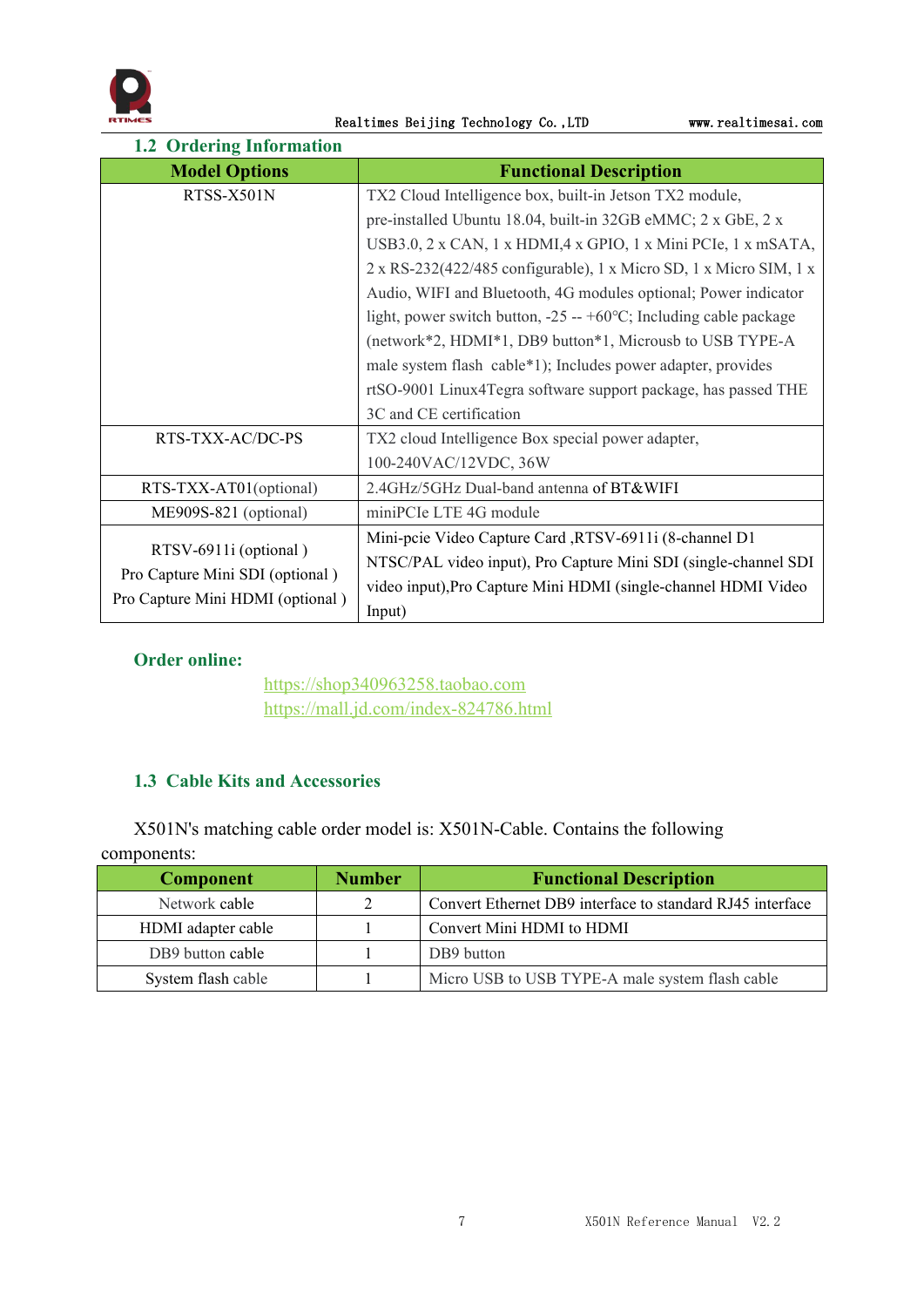## 1.2 Ordering Information

| Model Options | Functional Description |
|---|---|
| RTSS-X501N | TX2 Cloud Intelligence box, built-in Jetson TX2 module, pre-installed Ubuntu 18.04, built-in 32GB eMMC; 2 x GbE, 2 x USB3.0, 2 x CAN, 1 x HDMI,4 x GPIO, 1 x Mini PCIe, 1 x mSATA, 2 x RS-232(422/485 configurable), 1 x Micro SD, 1 x Micro SIM, 1 x Audio, WIFI and Bluetooth, 4G modules optional; Power indicator light, power switch button, -25 -- +60°C; Including cable package (network*2, HDMI*1, DB9 button*1, Microusb to USB TYPE-A male system flash cable*1); Includes power adapter, provides rtSO-9001 Linux4Tegra software support package, has passed THE 3C and CE certification |
| RTS-TXX-AC/DC-PS | TX2 cloud Intelligence Box special power adapter, 100-240VAC/12VDC, 36W |
| RTS-TXX-AT01(optional) | 2.4GHz/5GHz Dual-band antenna of BT&WIFI |
| ME909S-821 (optional) | miniPCIe LTE 4G module |
| RTSV-6911i (optional ) Pro Capture Mini SDI (optional ) Pro Capture Mini HDMI (optional ) | Mini-pcie Video Capture Card ,RTSV-6911i (8-channel D1 NTSC/PAL video input), Pro Capture Mini SDI (single-channel SDI video input),Pro Capture Mini HDMI (single-channel HDMI Video Input) |

**Order online:**

https://shop340963258.taobao.com
https://mall.jd.com/index-824786.html

## 1.3 Cable Kits and Accessories

X501N's matching cable order model is: X501N-Cable. Contains the following components:

| Component | Number | Functional Description |
|---|---|---|
| Network cable | 2 | Convert Ethernet DB9 interface to standard RJ45 interface |
| HDMI adapter cable | 1 | Convert Mini HDMI to HDMI |
| DB9 button cable | 1 | DB9 button |
| System flash cable | 1 | Micro USB to USB TYPE-A male system flash cable |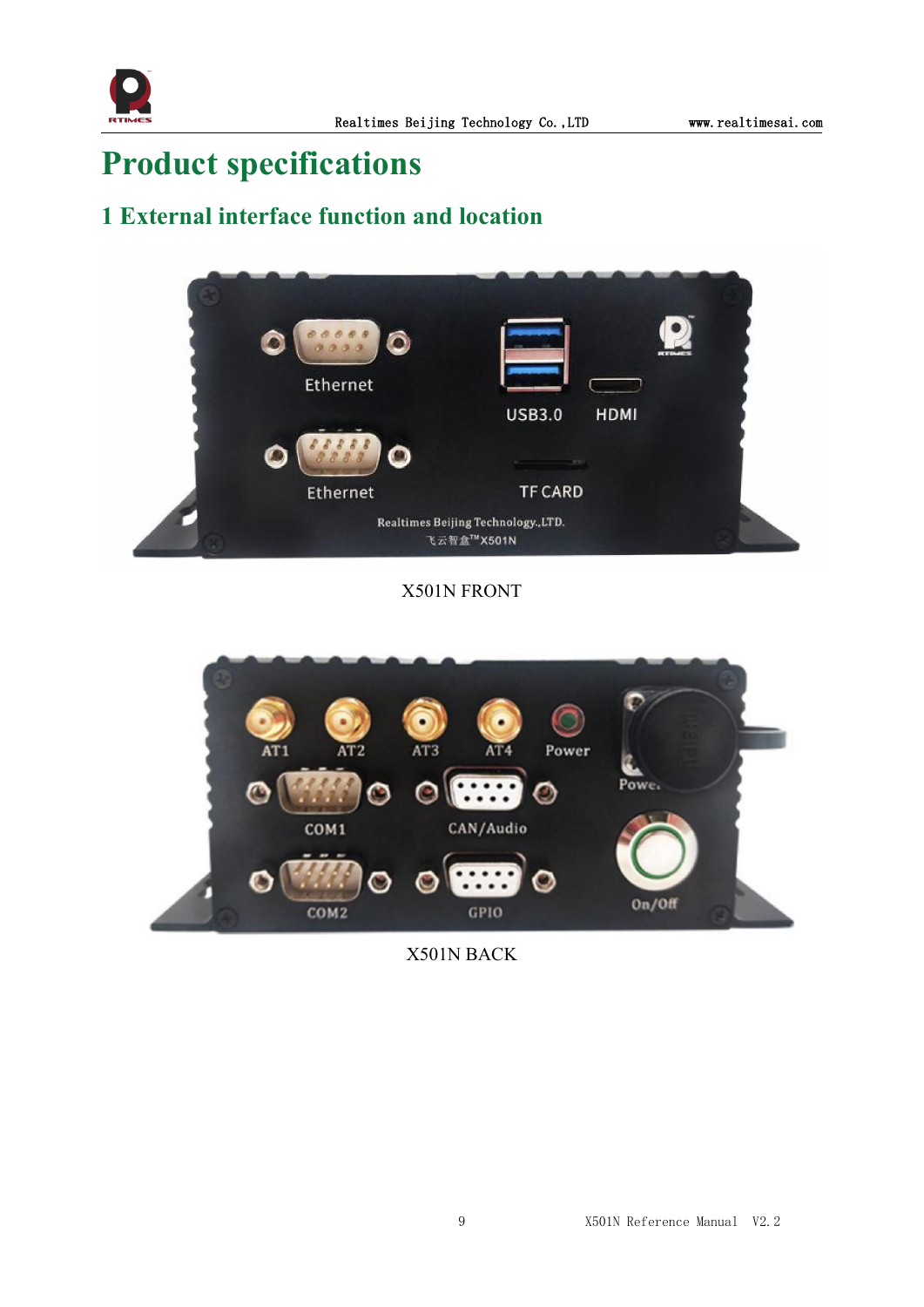# Product specifications

## 1 External interface function and location

X501N FRONT

X501N BACK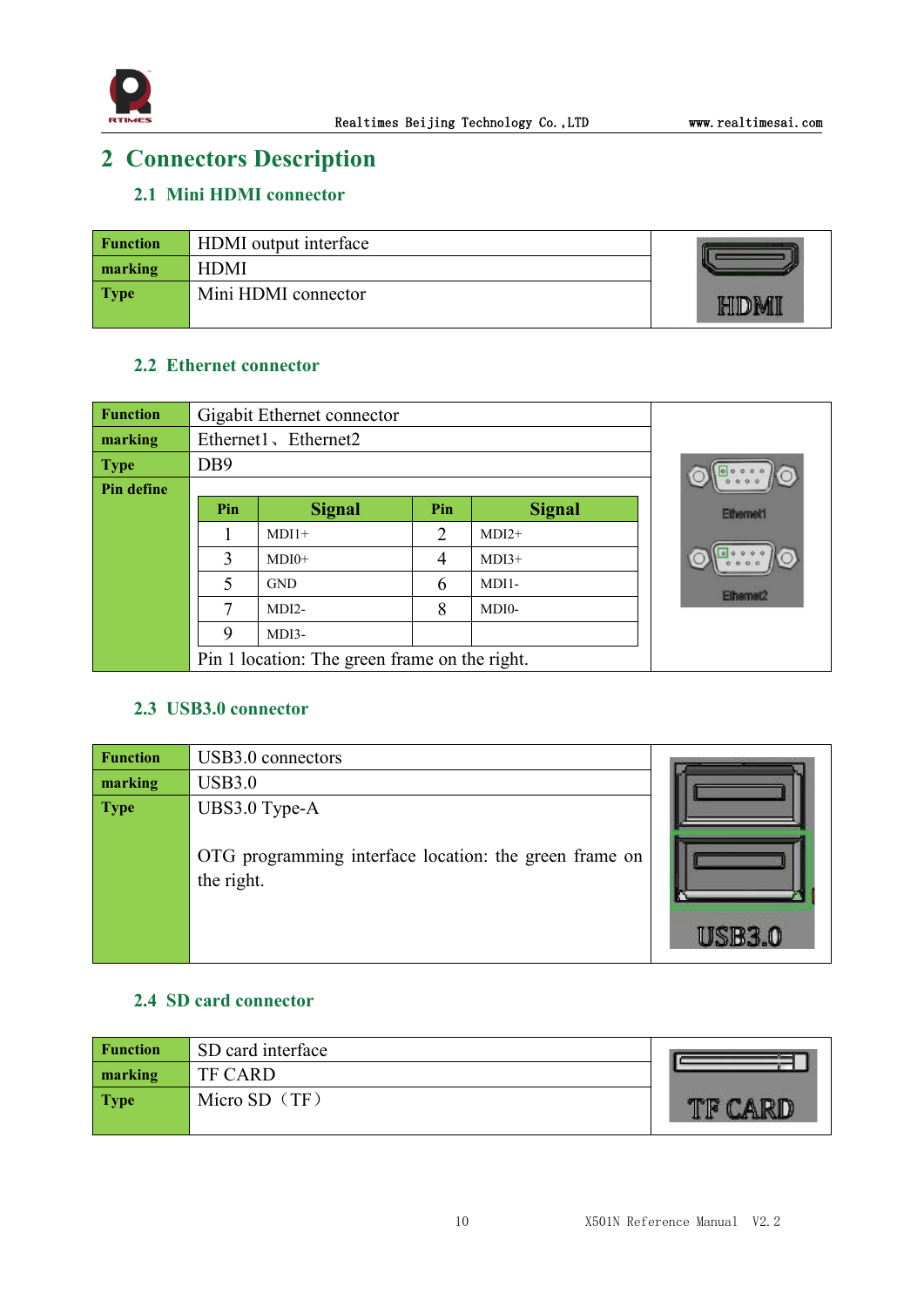# 2 Connectors Description

## 2.1 Mini HDMI connector

| Function | HDMI output interface |
|---|---|
| marking | HDMI |
| Type | Mini HDMI connector |

## 2.2 Ethernet connector

| Function | Gigabit Ethernet connector |
|---|---|
| marking | Ethernet1、Ethernet2 |
| Type | DB9 |
| Pin define | |

| Pin | Signal | Pin | Signal |
|---|---|---|---|
| 1 | MDI1+ | 2 | MDI2+ |
| 3 | MDI0+ | 4 | MDI3+ |
| 5 | GND | 6 | MDI1- |
| 7 | MDI2- | 8 | MDI0- |
| 9 | MDI3- | | |

Pin 1 location: The green frame on the right.

## 2.3 USB3.0 connector

| Function | USB3.0 connectors |
|---|---|
| marking | USB3.0 |
| Type | UBS3.0 Type-A<br><br>OTG programming interface location: the green frame on the right. |

## 2.4 SD card connector

| Function | SD card interface |
|---|---|
| marking | TF CARD |
| Type | Micro SD（TF） |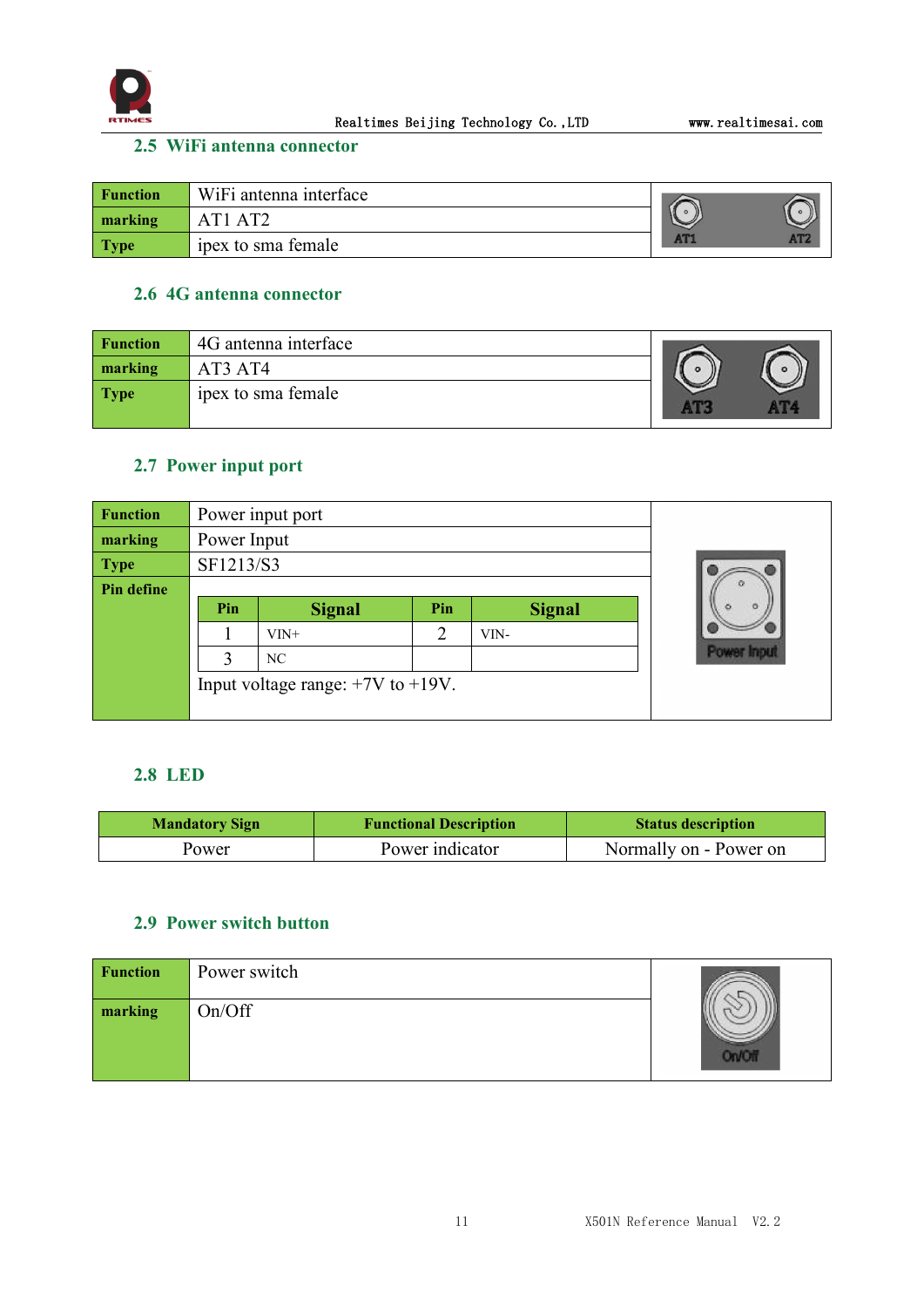## 2.5 WiFi antenna connector

| Function | WiFi antenna interface |
|---|---|
| marking | AT1 AT2 |
| Type | ipex to sma female |

## 2.6 4G antenna connector

| Function | 4G antenna interface |
|---|---|
| marking | AT3 AT4 |
| Type | ipex to sma female |

## 2.7 Power input port

| Function | Power input port |
|---|---|
| marking | Power Input |
| Type | SF1213/S3 |
| Pin define | see pin table below |

| Pin | Signal | Pin | Signal |
|---|---|---|---|
| 1 | VIN+ | 2 | VIN- |
| 3 | NC | | |

Input voltage range: +7V to +19V.

## 2.8 LED

| Mandatory Sign | Functional Description | Status description |
|---|---|---|
| Power | Power indicator | Normally on - Power on |

## 2.9 Power switch button

| Function | Power switch |
|---|---|
| marking | On/Off |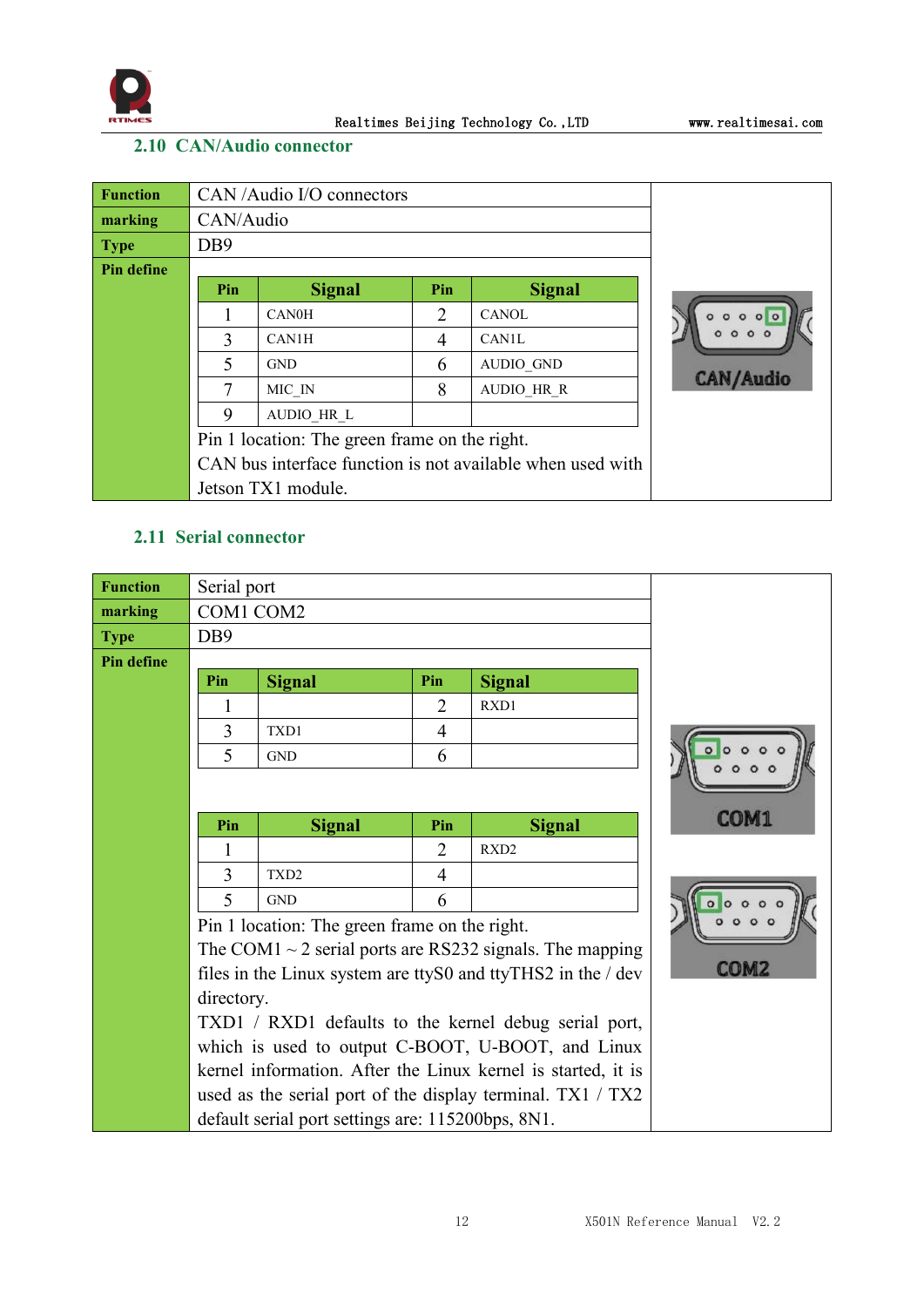## 2.10 CAN/Audio connector

| **Function** | CAN /Audio I/O connectors |
|---|---|
| **marking** | CAN/Audio |
| **Type** | DB9 |
| **Pin define** | |

| Pin | Signal | Pin | Signal |
|---|---|---|---|
| 1 | CAN0H | 2 | CANOL |
| 3 | CAN1H | 4 | CAN1L |
| 5 | GND | 6 | AUDIO_GND |
| 7 | MIC_IN | 8 | AUDIO_HR_R |
| 9 | AUDIO_HR_L | | |

Pin 1 location: The green frame on the right.

CAN bus interface function is not available when used with Jetson TX1 module.

## 2.11 Serial connector

| **Function** | Serial port |
|---|---|
| **marking** | COM1 COM2 |
| **Type** | DB9 |
| **Pin define** | |

| Pin | Signal | Pin | Signal |
|---|---|---|---|
| 1 | | 2 | RXD1 |
| 3 | TXD1 | 4 | |
| 5 | GND | 6 | |

| Pin | Signal | Pin | Signal |
|---|---|---|---|
| 1 | | 2 | RXD2 |
| 3 | TXD2 | 4 | |
| 5 | GND | 6 | |

Pin 1 location: The green frame on the right.

The COM1 ~ 2 serial ports are RS232 signals. The mapping files in the Linux system are ttyS0 and ttyTHS2 in the / dev directory.

TXD1 / RXD1 defaults to the kernel debug serial port, which is used to output C-BOOT, U-BOOT, and Linux kernel information. After the Linux kernel is started, it is used as the serial port of the display terminal. TX1 / TX2 default serial port settings are: 115200bps, 8N1.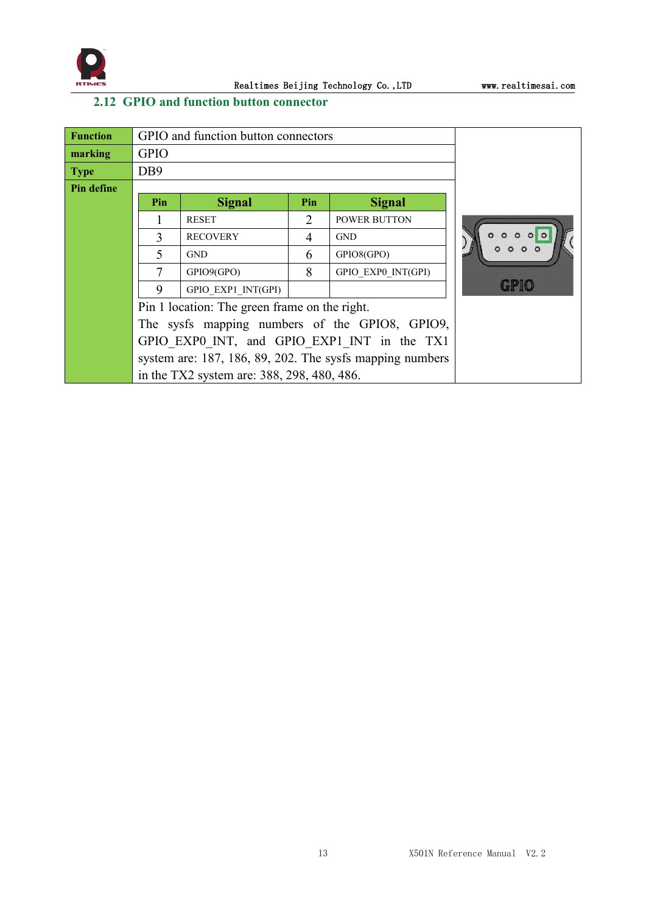## 2.12 GPIO and function button connector

| **Function** | GPIO and function button connectors |
|---|---|
| **marking** | GPIO |
| **Type** | DB9 |
| **Pin define** | See pin table below |

| Pin | Signal | Pin | Signal |
|---|---|---|---|
| 1 | RESET | 2 | POWER BUTTON |
| 3 | RECOVERY | 4 | GND |
| 5 | GND | 6 | GPIO8(GPO) |
| 7 | GPIO9(GPO) | 8 | GPIO_EXP0_INT(GPI) |
| 9 | GPIO_EXP1_INT(GPI) | | |

Pin 1 location: The green frame on the right.

The sysfs mapping numbers of the GPIO8, GPIO9, GPIO_EXP0_INT, and GPIO_EXP1_INT in the TX1 system are: 187, 186, 89, 202. The sysfs mapping numbers in the TX2 system are: 388, 298, 480, 486.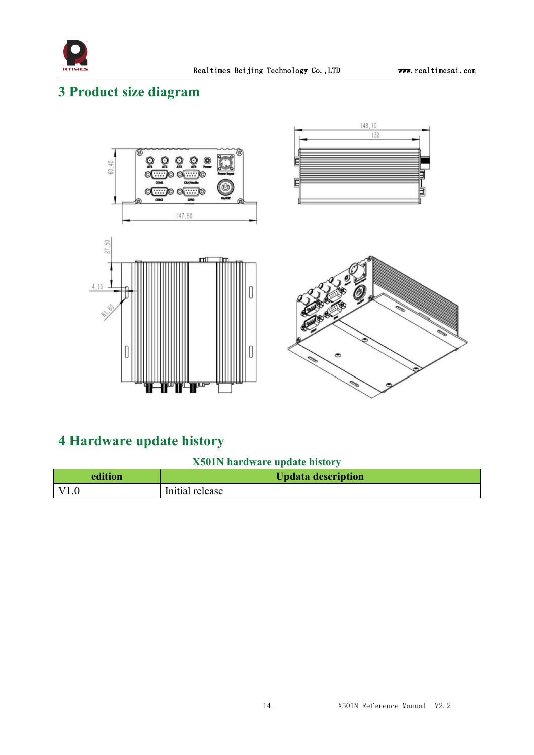# 3 Product size diagram

# 4 Hardware update history

**X501N hardware update history**

| edition | Updata description |
|---|---|
| V1.0 | Initial release |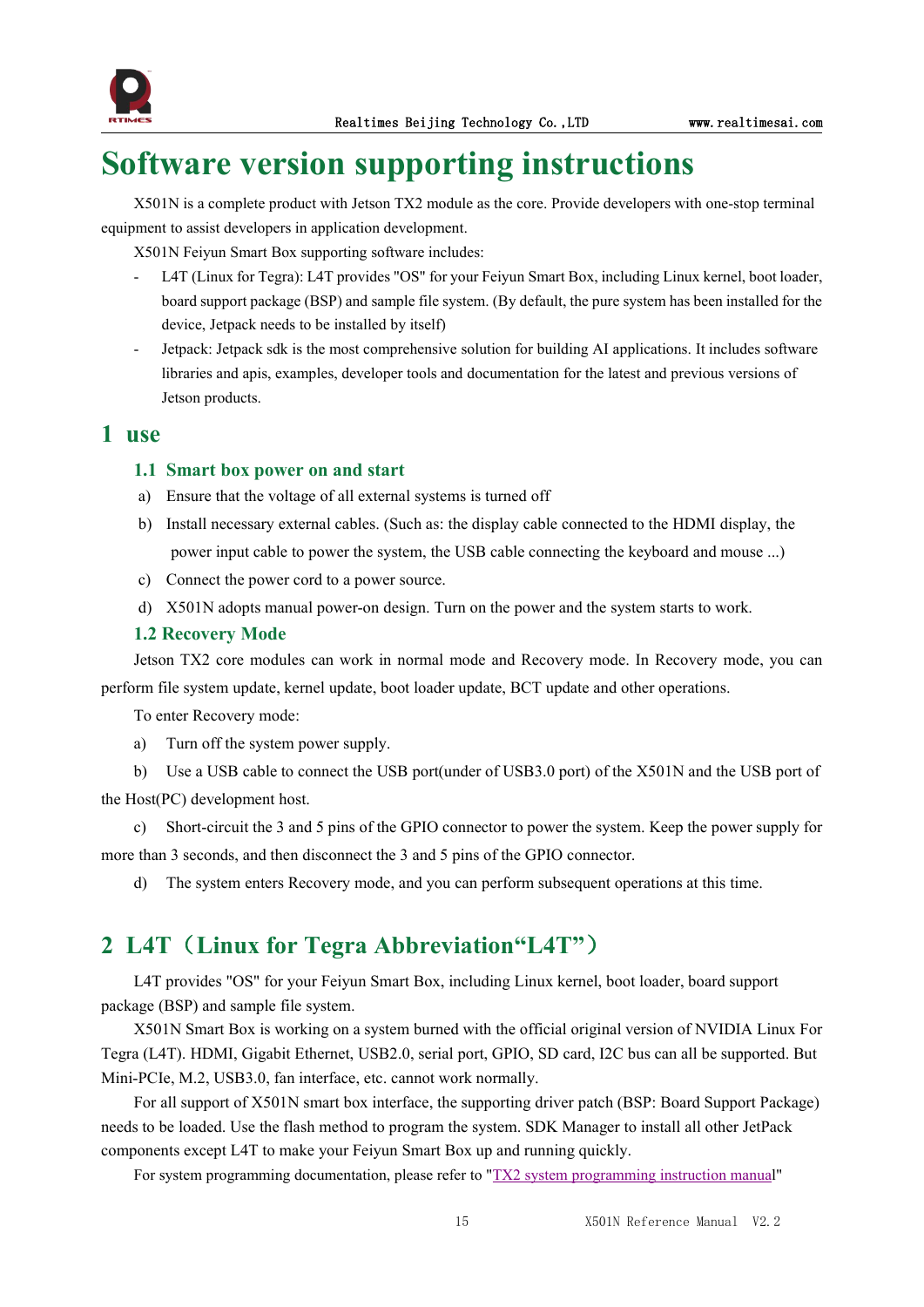# Software version supporting instructions

X501N is a complete product with Jetson TX2 module as the core. Provide developers with one-stop terminal equipment to assist developers in application development.

X501N Feiyun Smart Box supporting software includes:

- L4T (Linux for Tegra): L4T provides "OS" for your Feiyun Smart Box, including Linux kernel, boot loader, board support package (BSP) and sample file system. (By default, the pure system has been installed for the device, Jetpack needs to be installed by itself)
- Jetpack: Jetpack sdk is the most comprehensive solution for building AI applications. It includes software libraries and apis, examples, developer tools and documentation for the latest and previous versions of Jetson products.

## 1 use

### 1.1 Smart box power on and start

a) Ensure that the voltage of all external systems is turned off

b) Install necessary external cables. (Such as: the display cable connected to the HDMI display, the power input cable to power the system, the USB cable connecting the keyboard and mouse ...)

c) Connect the power cord to a power source.

d) X501N adopts manual power-on design. Turn on the power and the system starts to work.

### 1.2 Recovery Mode

Jetson TX2 core modules can work in normal mode and Recovery mode. In Recovery mode, you can perform file system update, kernel update, boot loader update, BCT update and other operations.

To enter Recovery mode:

a) Turn off the system power supply.

b) Use a USB cable to connect the USB port(under of USB3.0 port) of the X501N and the USB port of the Host(PC) development host.

c) Short-circuit the 3 and 5 pins of the GPIO connector to power the system. Keep the power supply for more than 3 seconds, and then disconnect the 3 and 5 pins of the GPIO connector.

d) The system enters Recovery mode, and you can perform subsequent operations at this time.

## 2 L4T（Linux for Tegra Abbreviation“L4T”）

L4T provides "OS" for your Feiyun Smart Box, including Linux kernel, boot loader, board support package (BSP) and sample file system.

X501N Smart Box is working on a system burned with the official original version of NVIDIA Linux For Tegra (L4T). HDMI, Gigabit Ethernet, USB2.0, serial port, GPIO, SD card, I2C bus can all be supported. But Mini-PCIe, M.2, USB3.0, fan interface, etc. cannot work normally.

For all support of X501N smart box interface, the supporting driver patch (BSP: Board Support Package) needs to be loaded. Use the flash method to program the system. SDK Manager to install all other JetPack components except L4T to make your Feiyun Smart Box up and running quickly.

For system programming documentation, please refer to "TX2 system programming instruction manual"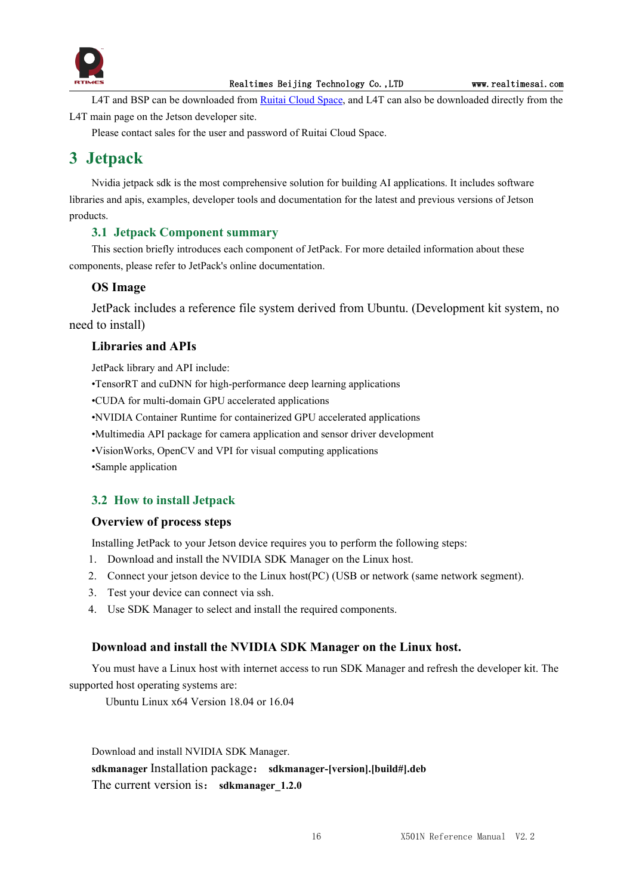L4T and BSP can be downloaded from Ruitai Cloud Space, and L4T can also be downloaded directly from the L4T main page on the Jetson developer site.

Please contact sales for the user and password of Ruitai Cloud Space.

# 3 Jetpack

Nvidia jetpack sdk is the most comprehensive solution for building AI applications. It includes software libraries and apis, examples, developer tools and documentation for the latest and previous versions of Jetson products.

## 3.1 Jetpack Component summary

This section briefly introduces each component of JetPack. For more detailed information about these components, please refer to JetPack's online documentation.

### OS Image

JetPack includes a reference file system derived from Ubuntu. (Development kit system, no need to install)

### Libraries and APIs

JetPack library and API include:

•TensorRT and cuDNN for high-performance deep learning applications
•CUDA for multi-domain GPU accelerated applications
•NVIDIA Container Runtime for containerized GPU accelerated applications
•Multimedia API package for camera application and sensor driver development
•VisionWorks, OpenCV and VPI for visual computing applications
•Sample application

## 3.2 How to install Jetpack

### Overview of process steps

Installing JetPack to your Jetson device requires you to perform the following steps:

1. Download and install the NVIDIA SDK Manager on the Linux host.
2. Connect your jetson device to the Linux host(PC) (USB or network (same network segment).
3. Test your device can connect via ssh.
4. Use SDK Manager to select and install the required components.

### Download and install the NVIDIA SDK Manager on the Linux host.

You must have a Linux host with internet access to run SDK Manager and refresh the developer kit. The supported host operating systems are:

Ubuntu Linux x64 Version 18.04 or 16.04

Download and install NVIDIA SDK Manager.

**sdkmanager** Installation package: **sdkmanager-[version].[build#].deb**

The current version is: **sdkmanager_1.2.0**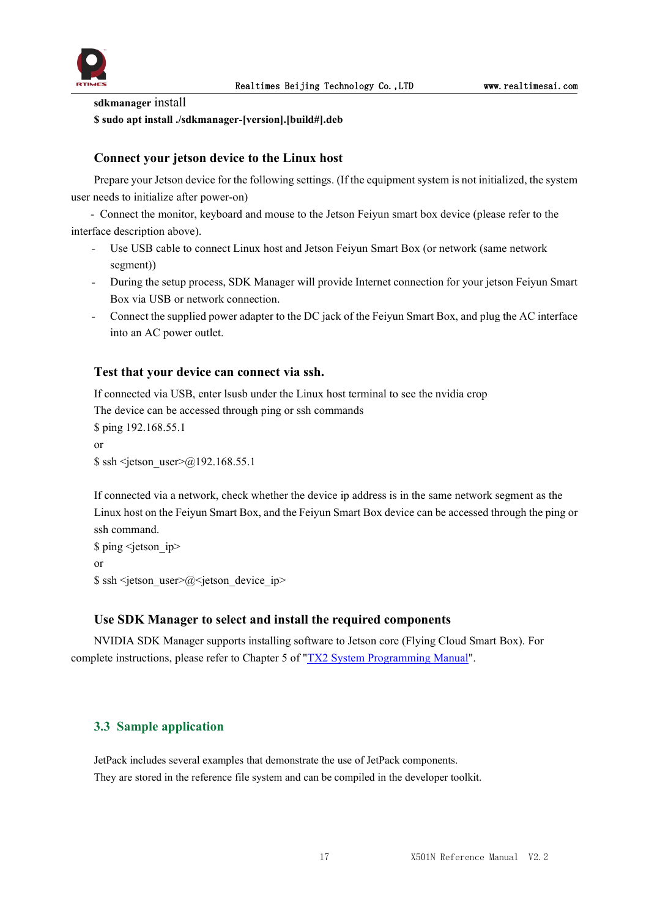**sdkmanager** install

**$ sudo apt install ./sdkmanager-[version].[build#].deb**

### Connect your jetson device to the Linux host

Prepare your Jetson device for the following settings. (If the equipment system is not initialized, the system user needs to initialize after power-on)

- Connect the monitor, keyboard and mouse to the Jetson Feiyun smart box device (please refer to the interface description above).
- Use USB cable to connect Linux host and Jetson Feiyun Smart Box (or network (same network segment))
- During the setup process, SDK Manager will provide Internet connection for your jetson Feiyun Smart Box via USB or network connection.
- Connect the supplied power adapter to the DC jack of the Feiyun Smart Box, and plug the AC interface into an AC power outlet.

### Test that your device can connect via ssh.

If connected via USB, enter lsusb under the Linux host terminal to see the nvidia crop

The device can be accessed through ping or ssh commands

$ ping 192.168.55.1

or

$ ssh <jetson_user>@192.168.55.1

If connected via a network, check whether the device ip address is in the same network segment as the Linux host on the Feiyun Smart Box, and the Feiyun Smart Box device can be accessed through the ping or ssh command.

$ ping <jetson_ip>

or

$ ssh <jetson_user>@<jetson_device_ip>

### Use SDK Manager to select and install the required components

NVIDIA SDK Manager supports installing software to Jetson core (Flying Cloud Smart Box). For complete instructions, please refer to Chapter 5 of "TX2 System Programming Manual".

## 3.3 Sample application

JetPack includes several examples that demonstrate the use of JetPack components.

They are stored in the reference file system and can be compiled in the developer toolkit.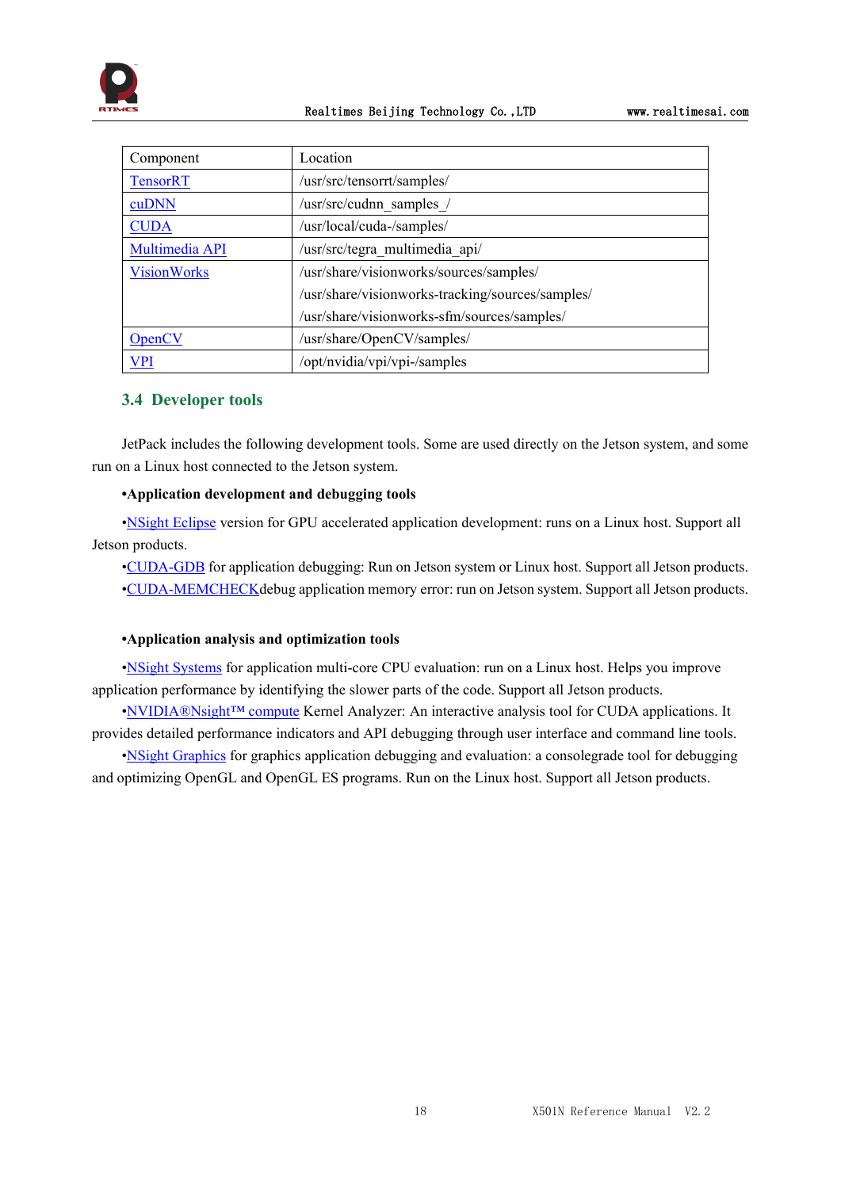| Component | Location |
|---|---|
| TensorRT | /usr/src/tensorrt/samples/ |
| cuDNN | /usr/src/cudnn_samples_/ |
| CUDA | /usr/local/cuda-/samples/ |
| Multimedia API | /usr/src/tegra_multimedia_api/ |
| VisionWorks | /usr/share/visionworks/sources/samples/<br>/usr/share/visionworks-tracking/sources/samples/<br>/usr/share/visionworks-sfm/sources/samples/ |
| OpenCV | /usr/share/OpenCV/samples/ |
| VPI | /opt/nvidia/vpi/vpi-/samples |

## 3.4 Developer tools

JetPack includes the following development tools. Some are used directly on the Jetson system, and some run on a Linux host connected to the Jetson system.

**•Application development and debugging tools**

•NSight Eclipse version for GPU accelerated application development: runs on a Linux host. Support all Jetson products.

•CUDA-GDB for application debugging: Run on Jetson system or Linux host. Support all Jetson products.

•CUDA-MEMCHECKdebug application memory error: run on Jetson system. Support all Jetson products.

**•Application analysis and optimization tools**

•NSight Systems for application multi-core CPU evaluation: run on a Linux host. Helps you improve application performance by identifying the slower parts of the code. Support all Jetson products.

•NVIDIA®Nsight™ compute Kernel Analyzer: An interactive analysis tool for CUDA applications. It provides detailed performance indicators and API debugging through user interface and command line tools.

•NSight Graphics for graphics application debugging and evaluation: a consolegrade tool for debugging and optimizing OpenGL and OpenGL ES programs. Run on the Linux host. Support all Jetson products.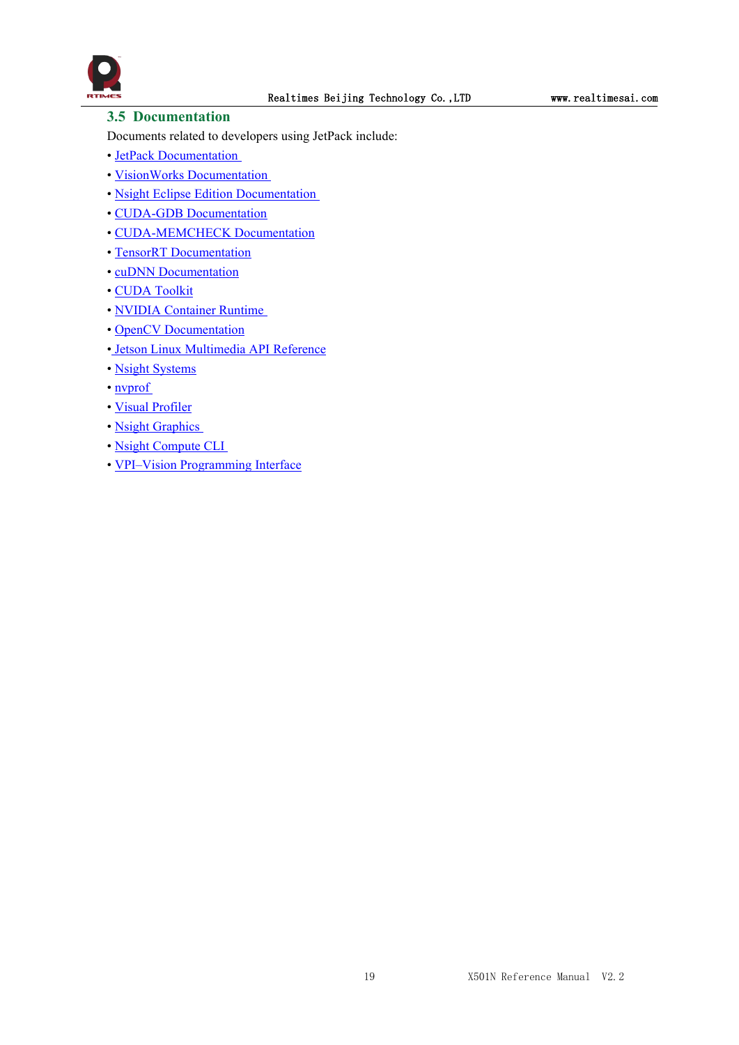## 3.5 Documentation

Documents related to developers using JetPack include:

- JetPack Documentation
- VisionWorks Documentation
- Nsight Eclipse Edition Documentation
- CUDA-GDB Documentation
- CUDA-MEMCHECK Documentation
- TensorRT Documentation
- cuDNN Documentation
- CUDA Toolkit
- NVIDIA Container Runtime
- OpenCV Documentation
- Jetson Linux Multimedia API Reference
- Nsight Systems
- nvprof
- Visual Profiler
- Nsight Graphics
- Nsight Compute CLI
- VPI–Vision Programming Interface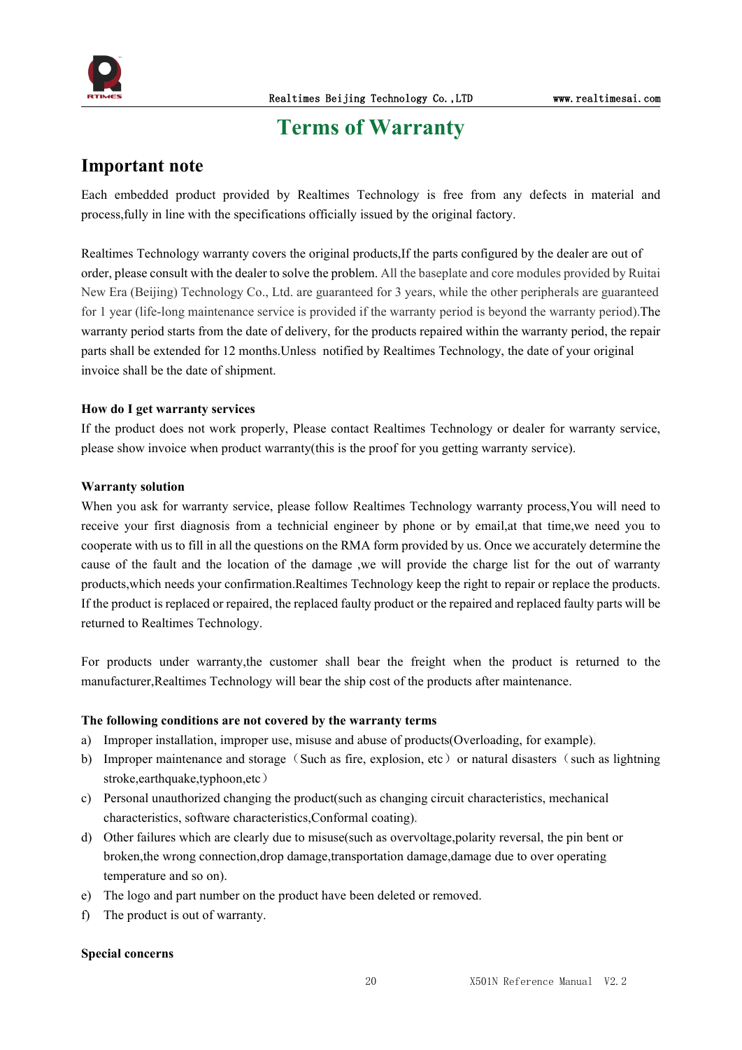# Terms of Warranty

## Important note

Each embedded product provided by Realtimes Technology is free from any defects in material and process,fully in line with the specifications officially issued by the original factory.

Realtimes Technology warranty covers the original products,If the parts configured by the dealer are out of order, please consult with the dealer to solve the problem. All the baseplate and core modules provided by Ruitai New Era (Beijing) Technology Co., Ltd. are guaranteed for 3 years, while the other peripherals are guaranteed for 1 year (life-long maintenance service is provided if the warranty period is beyond the warranty period).The warranty period starts from the date of delivery, for the products repaired within the warranty period, the repair parts shall be extended for 12 months.Unless notified by Realtimes Technology, the date of your original invoice shall be the date of shipment.

**How do I get warranty services**

If the product does not work properly, Please contact Realtimes Technology or dealer for warranty service, please show invoice when product warranty(this is the proof for you getting warranty service).

**Warranty solution**

When you ask for warranty service, please follow Realtimes Technology warranty process,You will need to receive your first diagnosis from a technicial engineer by phone or by email,at that time,we need you to cooperate with us to fill in all the questions on the RMA form provided by us. Once we accurately determine the cause of the fault and the location of the damage ,we will provide the charge list for the out of warranty products,which needs your confirmation.Realtimes Technology keep the right to repair or replace the products. If the product is replaced or repaired, the replaced faulty product or the repaired and replaced faulty parts will be returned to Realtimes Technology.

For products under warranty,the customer shall bear the freight when the product is returned to the manufacturer,Realtimes Technology will bear the ship cost of the products after maintenance.

**The following conditions are not covered by the warranty terms**

a) Improper installation, improper use, misuse and abuse of products(Overloading, for example).
b) Improper maintenance and storage（Such as fire, explosion, etc）or natural disasters（such as lightning stroke,earthquake,typhoon,etc）
c) Personal unauthorized changing the product(such as changing circuit characteristics, mechanical characteristics, software characteristics,Conformal coating).
d) Other failures which are clearly due to misuse(such as overvoltage,polarity reversal, the pin bent or broken,the wrong connection,drop damage,transportation damage,damage due to over operating temperature and so on).
e) The logo and part number on the product have been deleted or removed.
f) The product is out of warranty.

**Special concerns**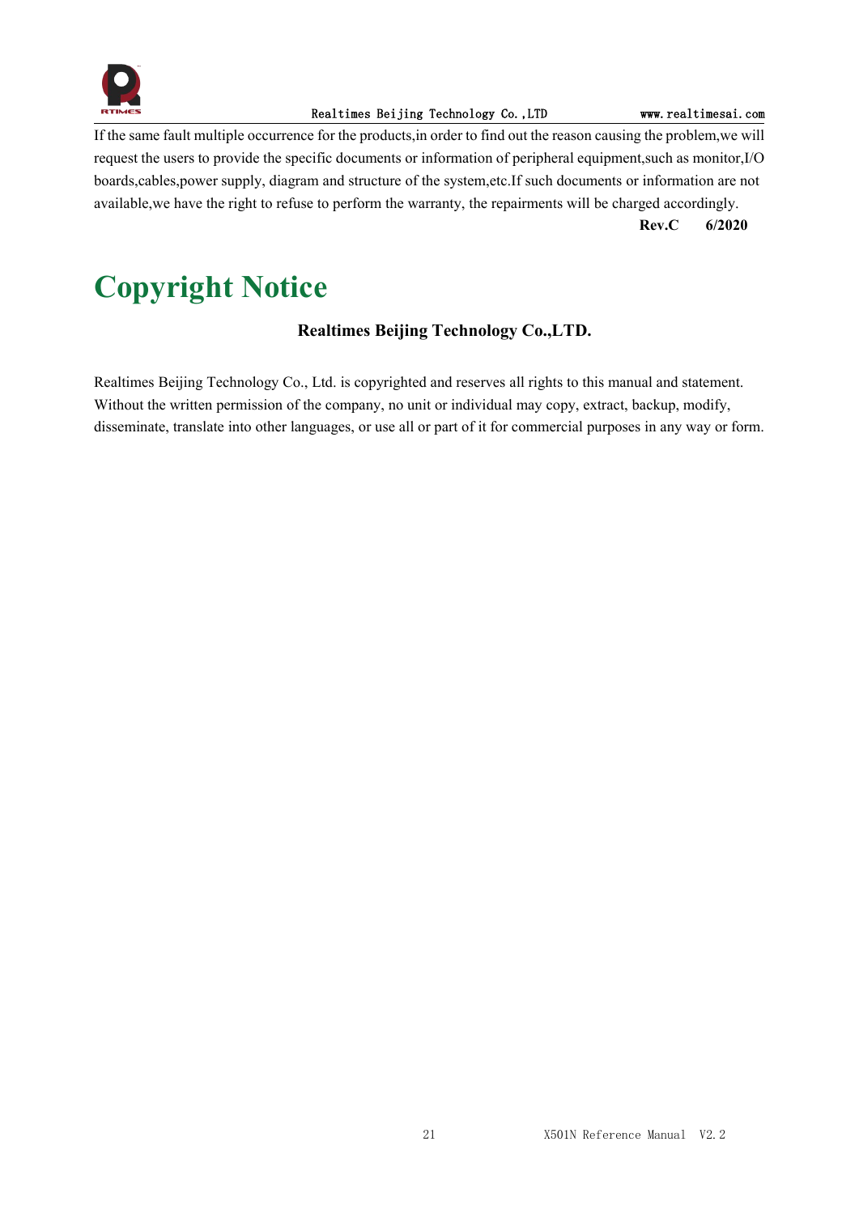If the same fault multiple occurrence for the products,in order to find out the reason causing the problem,we will request the users to provide the specific documents or information of peripheral equipment,such as monitor,I/O boards,cables,power supply, diagram and structure of the system,etc.If such documents or information are not available,we have the right to refuse to perform the warranty, the repairments will be charged accordingly.

**Rev.C 6/2020**

# Copyright Notice

**Realtimes Beijing Technology Co.,LTD.**

Realtimes Beijing Technology Co., Ltd. is copyrighted and reserves all rights to this manual and statement. Without the written permission of the company, no unit or individual may copy, extract, backup, modify, disseminate, translate into other languages, or use all or part of it for commercial purposes in any way or form.